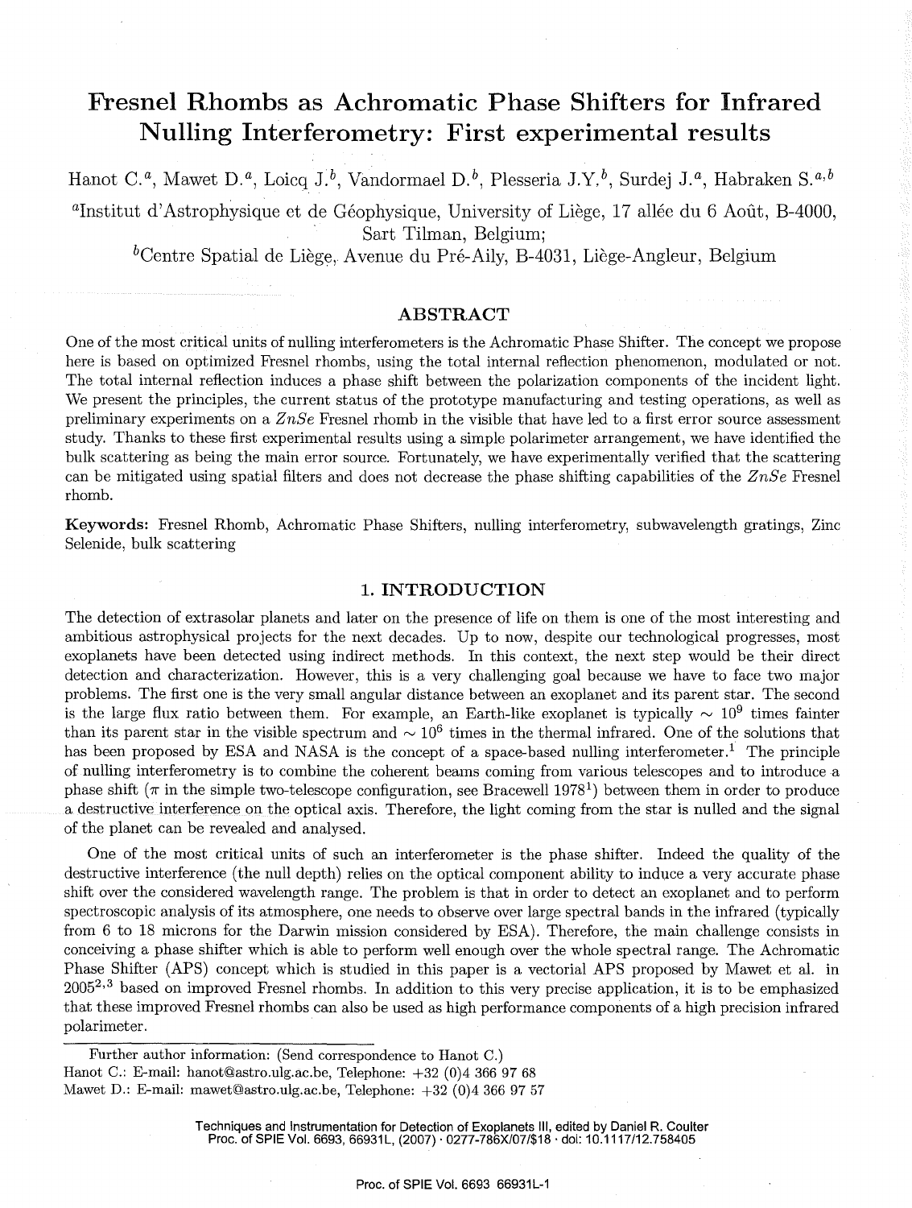// Fresnel Rhombs as Achromatic Phase Shifters for Infrared Nulling Interferometry: First experimental results

Hanot C.[a], Mawet D.[a], Loicq J.[b], Vandormael D.[b], Plesseria J.Y.[b], Surdej J.[a], Habraken S.[a,b]

[a]Institut d'Astrophysique et de Géophysique, University of Liège, 17 allée du 6 Août, B-4000, Sart Tilman, Belgium;

[b]Centre Spatial de Liège, Avenue du Pré-Aily, B-4031, Liège-Angleur, Belgium

## ABSTRACT

One of the most critical units of nulling interferometers is the Achromatic Phase Shifter. The concept we propose here is based on optimized Fresnel rhombs, using the total internal reflection phenomenon, modulated or not. The total internal reflection induces a phase shift between the polarization components of the incident light. We present the principles, the current status of the prototype manufacturing and testing operations, as well as preliminary experiments on a *ZnSe* Fresnel rhomb in the visible that have led to a first error source assessment study. Thanks to these first experimental results using a simple polarimeter arrangement, we have identified the bulk scattering as being the main error source. Fortunately, we have experimentally verified that the scattering can be mitigated using spatial filters and does not decrease the phase shifting capabilities of the *ZnSe* Fresnel rhomb.

**Keywords:** Fresnel Rhomb, Achromatic Phase Shifters, nulling interferometry, subwavelength gratings, Zinc Selenide, bulk scattering

## 1. INTRODUCTION

The detection of extrasolar planets and later on the presence of life on them is one of the most interesting and ambitious astrophysical projects for the next decades. Up to now, despite our technological progresses, most exoplanets have been detected using indirect methods. In this context, the next step would be their direct detection and characterization. However, this is a very challenging goal because we have to face two major problems. The first one is the very small angular distance between an exoplanet and its parent star. The second is the large flux ratio between them. For example, an Earth-like exoplanet is typically $\sim 10^9$ times fainter than its parent star in the visible spectrum and $\sim 10^6$ times in the thermal infrared. One of the solutions that has been proposed by ESA and NASA is the concept of a space-based nulling interferometer.[1] The principle of nulling interferometry is to combine the coherent beams coming from various telescopes and to introduce a phase shift ($\pi$ in the simple two-telescope configuration, see Bracewell 1978[1]) between them in order to produce a destructive interference on the optical axis. Therefore, the light coming from the star is nulled and the signal of the planet can be revealed and analysed.

One of the most critical units of such an interferometer is the phase shifter. Indeed the quality of the destructive interference (the null depth) relies on the optical component ability to induce a very accurate phase shift over the considered wavelength range. The problem is that in order to detect an exoplanet and to perform spectroscopic analysis of its atmosphere, one needs to observe over large spectral bands in the infrared (typically from 6 to 18 microns for the Darwin mission considered by ESA). Therefore, the main challenge consists in conceiving a phase shifter which is able to perform well enough over the whole spectral range. The Achromatic Phase Shifter (APS) concept which is studied in this paper is a vectorial APS proposed by Mawet et al. in 2005[2,3] based on improved Fresnel rhombs. In addition to this very precise application, it is to be emphasized that these improved Fresnel rhombs can also be used as high performance components of a high precision infrared polarimeter.

Further author information: (Send correspondence to Hanot C.)
Hanot C.: E-mail: hanot@astro.ulg.ac.be, Telephone: +32 (0)4 366 97 68
Mawet D.: E-mail: mawet@astro.ulg.ac.be, Telephone: +32 (0)4 366 97 57

Techniques and Instrumentation for Detection of Exoplanets III, edited by Daniel R. Coulter
Proc. of SPIE Vol. 6693, 66931L, (2007) · 0277-786X/07/$18 · doi: 10.1117/12.758405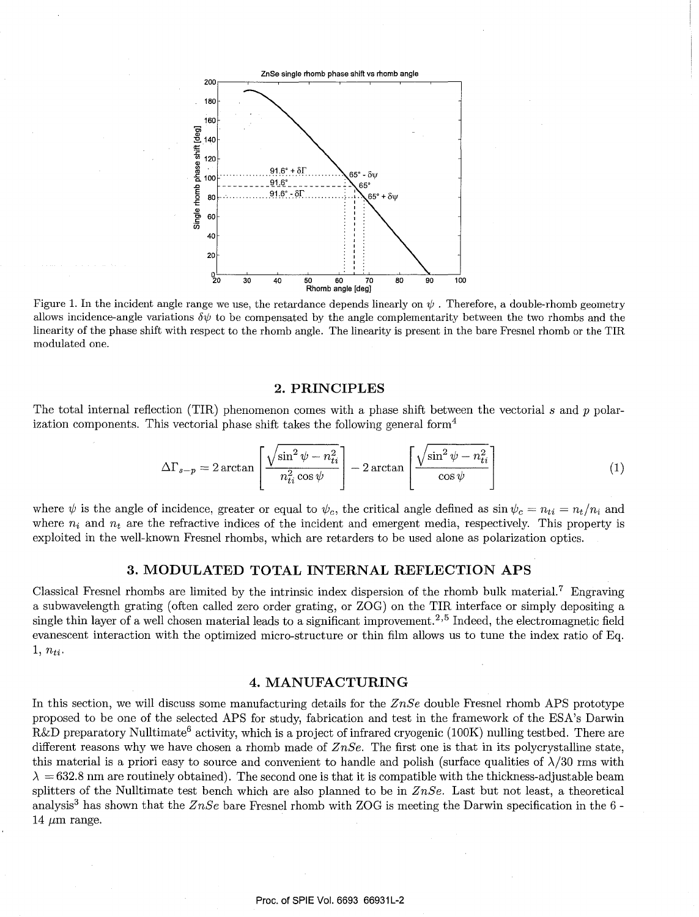Figure 1. In the incident angle range we use, the retardance depends linearly on $\psi$ . Therefore, a double-rhomb geometry allows incidence-angle variations $\delta\psi$ to be compensated by the angle complementarity between the two rhombs and the linearity of the phase shift with respect to the rhomb angle. The linearity is present in the bare Fresnel rhomb or the TIR modulated one.

## 2. PRINCIPLES

The total internal reflection (TIR) phenomenon comes with a phase shift between the vectorial $s$ and $p$ polarization components. This vectorial phase shift takes the following general form[4]

$$\Delta\Gamma_{s-p} = 2\arctan\left[\frac{\sqrt{\sin^2\psi - n_{ti}^2}}{n_{ti}^2\cos\psi}\right] - 2\arctan\left[\frac{\sqrt{\sin^2\psi - n_{ti}^2}}{\cos\psi}\right] \quad (1)$$

where $\psi$ is the angle of incidence, greater or equal to $\psi_c$, the critical angle defined as $\sin\psi_c = n_{ti} = n_t/n_i$ and where $n_i$ and $n_t$ are the refractive indices of the incident and emergent media, respectively. This property is exploited in the well-known Fresnel rhombs, which are retarders to be used alone as polarization optics.

## 3. MODULATED TOTAL INTERNAL REFLECTION APS

Classical Fresnel rhombs are limited by the intrinsic index dispersion of the rhomb bulk material.[7] Engraving a subwavelength grating (often called zero order grating, or ZOG) on the TIR interface or simply depositing a single thin layer of a well chosen material leads to a significant improvement.[2,5] Indeed, the electromagnetic field evanescent interaction with the optimized micro-structure or thin film allows us to tune the index ratio of Eq. 1, $n_{ti}$.

## 4. MANUFACTURING

In this section, we will discuss some manufacturing details for the *ZnSe* double Fresnel rhomb APS prototype proposed to be one of the selected APS for study, fabrication and test in the framework of the ESA's Darwin R&D preparatory Nulltimate[6] activity, which is a project of infrared cryogenic (100K) nulling testbed. There are different reasons why we have chosen a rhomb made of *ZnSe*. The first one is that in its polycrystalline state, this material is a priori easy to source and convenient to handle and polish (surface qualities of $\lambda/30$ rms with $\lambda$ = 632.8 nm are routinely obtained). The second one is that it is compatible with the thickness-adjustable beam splitters of the Nulltimate test bench which are also planned to be in *ZnSe*. Last but not least, a theoretical analysis[3] has shown that the *ZnSe* bare Fresnel rhomb with ZOG is meeting the Darwin specification in the 6 - 14 $\mu$m range.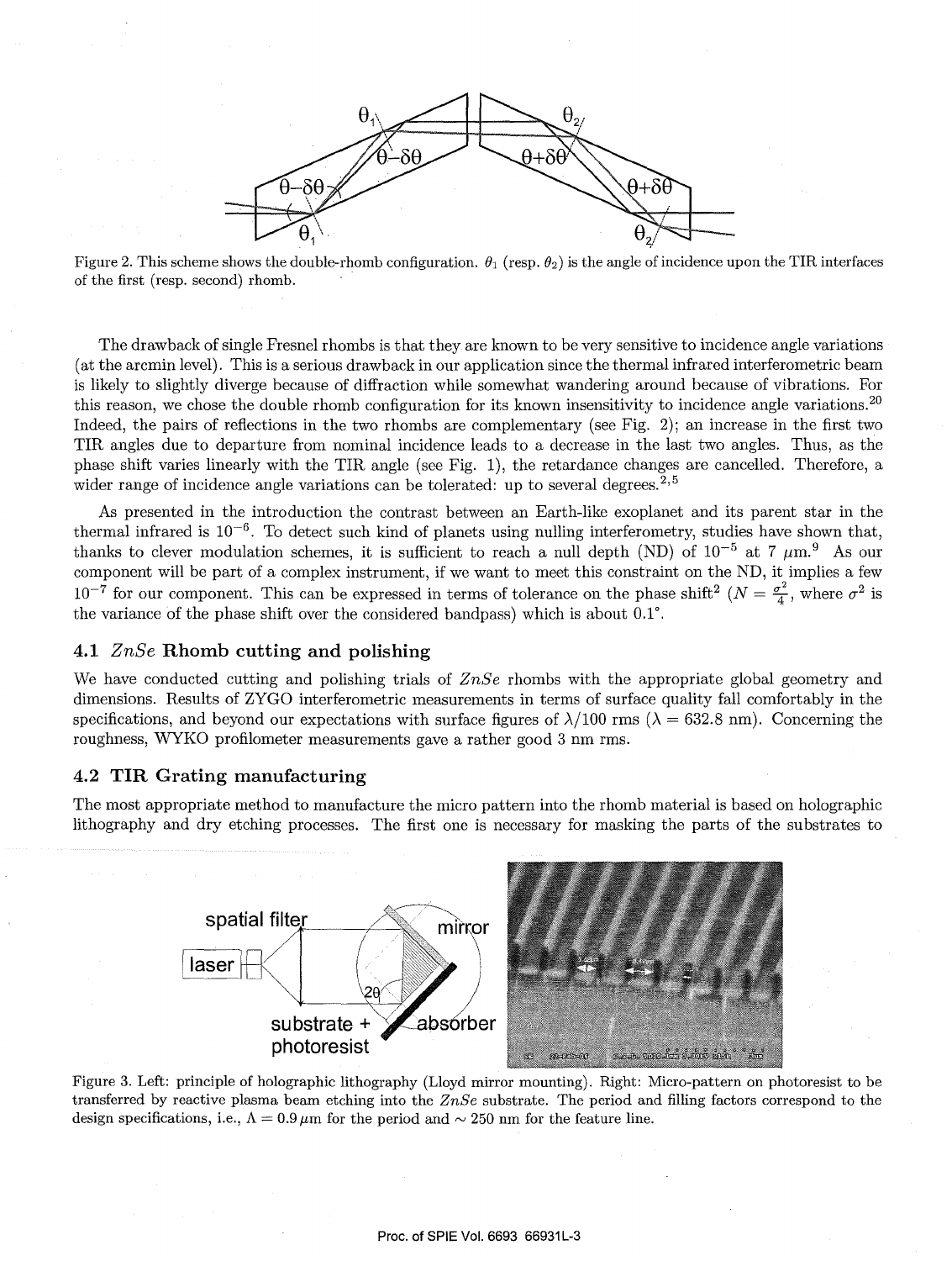Figure 2. This scheme shows the double-rhomb configuration. $\theta_1$ (resp. $\theta_2$) is the angle of incidence upon the TIR interfaces of the first (resp. second) rhomb.

The drawback of single Fresnel rhombs is that they are known to be very sensitive to incidence angle variations (at the arcmin level). This is a serious drawback in our application since the thermal infrared interferometric beam is likely to slightly diverge because of diffraction while somewhat wandering around because of vibrations. For this reason, we chose the double rhomb configuration for its known insensitivity to incidence angle variations.[20] Indeed, the pairs of reflections in the two rhombs are complementary (see Fig. 2); an increase in the first two TIR angles due to departure from nominal incidence leads to a decrease in the last two angles. Thus, as the phase shift varies linearly with the TIR angle (see Fig. 1), the retardance changes are cancelled. Therefore, a wider range of incidence angle variations can be tolerated: up to several degrees.[2,5]

As presented in the introduction the contrast between an Earth-like exoplanet and its parent star in the thermal infrared is $10^{-6}$. To detect such kind of planets using nulling interferometry, studies have shown that, thanks to clever modulation schemes, it is sufficient to reach a null depth (ND) of $10^{-5}$ at 7 $\mu$m.[9] As our component will be part of a complex instrument, if we want to meet this constraint on the ND, it implies a few $10^{-7}$ for our component. This can be expressed in terms of tolerance on the phase shift[2] ($N = \frac{\sigma^2}{4}$, where $\sigma^2$ is the variance of the phase shift over the considered bandpass) which is about 0.1°.

### 4.1 *ZnSe* Rhomb cutting and polishing

We have conducted cutting and polishing trials of *ZnSe* rhombs with the appropriate global geometry and dimensions. Results of ZYGO interferometric measurements in terms of surface quality fall comfortably in the specifications, and beyond our expectations with surface figures of $\lambda/100$ rms ($\lambda = 632.8$ nm). Concerning the roughness, WYKO profilometer measurements gave a rather good 3 nm rms.

### 4.2 TIR Grating manufacturing

The most appropriate method to manufacture the micro pattern into the rhomb material is based on holographic lithography and dry etching processes. The first one is necessary for masking the parts of the substrates to

Figure 3. Left: principle of holographic lithography (Lloyd mirror mounting). Right: Micro-pattern on photoresist to be transferred by reactive plasma beam etching into the *ZnSe* substrate. The period and filling factors correspond to the design specifications, i.e., $\Lambda = 0.9\,\mu$m for the period and $\sim 250$ nm for the feature line.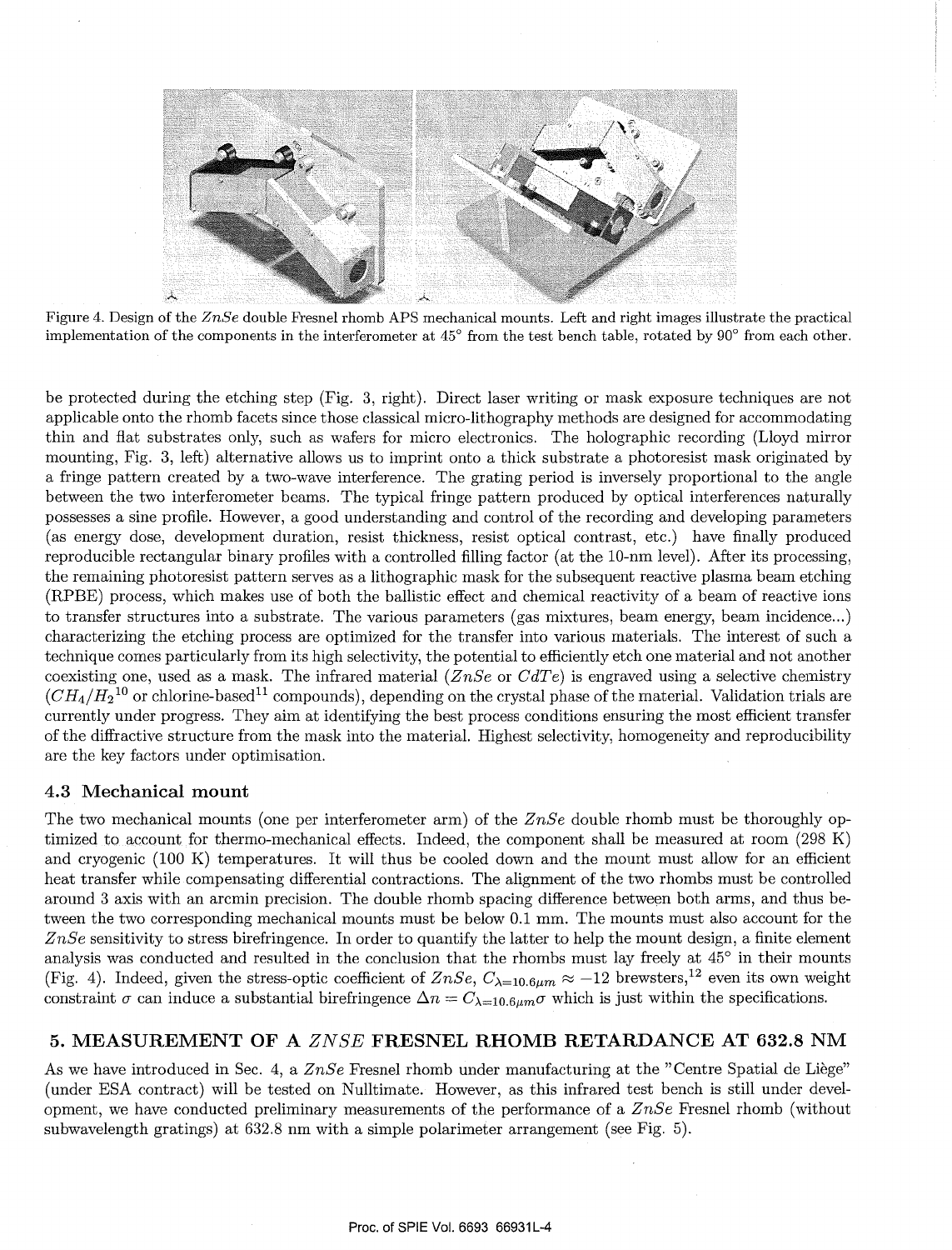Figure 4. Design of the $ZnSe$ double Fresnel rhomb APS mechanical mounts. Left and right images illustrate the practical implementation of the components in the interferometer at 45° from the test bench table, rotated by 90° from each other.

be protected during the etching step (Fig. 3, right). Direct laser writing or mask exposure techniques are not applicable onto the rhomb facets since those classical micro-lithography methods are designed for accommodating thin and flat substrates only, such as wafers for micro electronics. The holographic recording (Lloyd mirror mounting, Fig. 3, left) alternative allows us to imprint onto a thick substrate a photoresist mask originated by a fringe pattern created by a two-wave interference. The grating period is inversely proportional to the angle between the two interferometer beams. The typical fringe pattern produced by optical interferences naturally possesses a sine profile. However, a good understanding and control of the recording and developing parameters (as energy dose, development duration, resist thickness, resist optical contrast, etc.) have finally produced reproducible rectangular binary profiles with a controlled filling factor (at the 10-nm level). After its processing, the remaining photoresist pattern serves as a lithographic mask for the subsequent reactive plasma beam etching (RPBE) process, which makes use of both the ballistic effect and chemical reactivity of a beam of reactive ions to transfer structures into a substrate. The various parameters (gas mixtures, beam energy, beam incidence...) characterizing the etching process are optimized for the transfer into various materials. The interest of such a technique comes particularly from its high selectivity, the potential to efficiently etch one material and not another coexisting one, used as a mask. The infrared material ($ZnSe$ or $CdTe$) is engraved using a selective chemistry ($CH_4/H_2$[10] or chlorine-based[11] compounds), depending on the crystal phase of the material. Validation trials are currently under progress. They aim at identifying the best process conditions ensuring the most efficient transfer of the diffractive structure from the mask into the material. Highest selectivity, homogeneity and reproducibility are the key factors under optimisation.

### 4.3 Mechanical mount

The two mechanical mounts (one per interferometer arm) of the $ZnSe$ double rhomb must be thoroughly optimized to account for thermo-mechanical effects. Indeed, the component shall be measured at room (298 K) and cryogenic (100 K) temperatures. It will thus be cooled down and the mount must allow for an efficient heat transfer while compensating differential contractions. The alignment of the two rhombs must be controlled around 3 axis with an arcmin precision. The double rhomb spacing difference between both arms, and thus between the two corresponding mechanical mounts must be below 0.1 mm. The mounts must also account for the $ZnSe$ sensitivity to stress birefringence. In order to quantify the latter to help the mount design, a finite element analysis was conducted and resulted in the conclusion that the rhombs must lay freely at 45° in their mounts (Fig. 4). Indeed, given the stress-optic coefficient of $ZnSe$, $C_{\lambda=10.6\mu m} \approx -12$ brewsters,[12] even its own weight constraint $\sigma$ can induce a substantial birefringence $\Delta n = C_{\lambda=10.6\mu m}\sigma$ which is just within the specifications.

## 5. MEASUREMENT OF A $ZNSE$ FRESNEL RHOMB RETARDANCE AT 632.8 NM

As we have introduced in Sec. 4, a $ZnSe$ Fresnel rhomb under manufacturing at the "Centre Spatial de Liège" (under ESA contract) will be tested on Nulltimate. However, as this infrared test bench is still under development, we have conducted preliminary measurements of the performance of a $ZnSe$ Fresnel rhomb (without subwavelength gratings) at 632.8 nm with a simple polarimeter arrangement (see Fig. 5).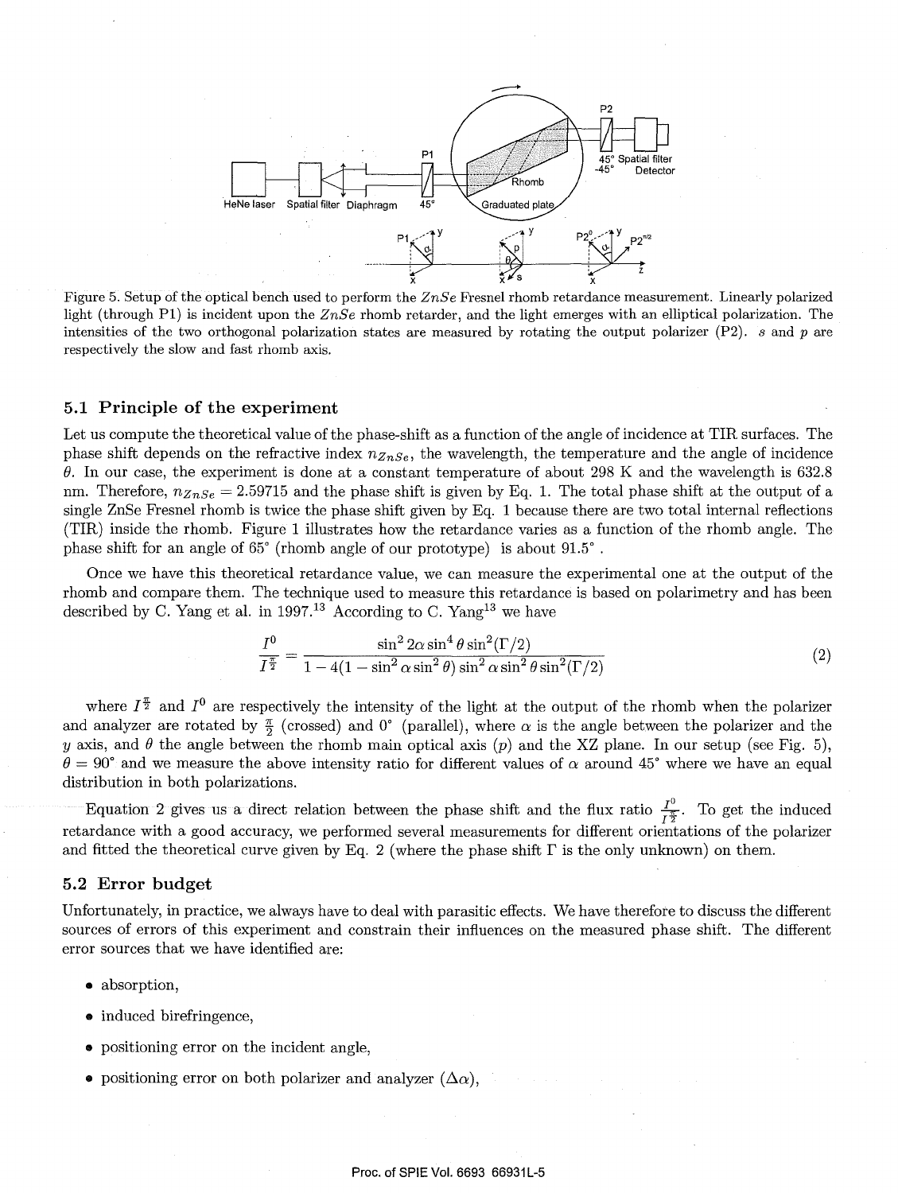Figure 5. Setup of the optical bench used to perform the $ZnSe$ Fresnel rhomb retardance measurement. Linearly polarized light (through P1) is incident upon the $ZnSe$ rhomb retarder, and the light emerges with an elliptical polarization. The intensities of the two orthogonal polarization states are measured by rotating the output polarizer (P2). $s$ and $p$ are respectively the slow and fast rhomb axis.

### 5.1 Principle of the experiment

Let us compute the theoretical value of the phase-shift as a function of the angle of incidence at TIR surfaces. The phase shift depends on the refractive index $n_{ZnSe}$, the wavelength, the temperature and the angle of incidence $\theta$. In our case, the experiment is done at a constant temperature of about 298 K and the wavelength is 632.8 nm. Therefore, $n_{ZnSe} = 2.59715$ and the phase shift is given by Eq. 1. The total phase shift at the output of a single ZnSe Fresnel rhomb is twice the phase shift given by Eq. 1 because there are two total internal reflections (TIR) inside the rhomb. Figure 1 illustrates how the retardance varies as a function of the rhomb angle. The phase shift for an angle of 65° (rhomb angle of our prototype) is about 91.5° .

Once we have this theoretical retardance value, we can measure the experimental one at the output of the rhomb and compare them. The technique used to measure this retardance is based on polarimetry and has been described by C. Yang et al. in 1997.[13] According to C. Yang[13] we have

$$\frac{I^0}{I^{\frac{\pi}{2}}} = \frac{\sin^2 2\alpha \sin^4 \theta \sin^2(\Gamma/2)}{1 - 4(1 - \sin^2\alpha \sin^2\theta)\sin^2\alpha \sin^2\theta \sin^2(\Gamma/2)} \tag{2}$$

where $I^{\frac{\pi}{2}}$ and $I^0$ are respectively the intensity of the light at the output of the rhomb when the polarizer and analyzer are rotated by $\frac{\pi}{2}$ (crossed) and 0° (parallel), where $\alpha$ is the angle between the polarizer and the $y$ axis, and $\theta$ the angle between the rhomb main optical axis ($p$) and the XZ plane. In our setup (see Fig. 5), $\theta = 90°$ and we measure the above intensity ratio for different values of $\alpha$ around 45° where we have an equal distribution in both polarizations.

Equation 2 gives us a direct relation between the phase shift and the flux ratio $\frac{I^0}{I^{\frac{\pi}{2}}}$. To get the induced retardance with a good accuracy, we performed several measurements for different orientations of the polarizer and fitted the theoretical curve given by Eq. 2 (where the phase shift $\Gamma$ is the only unknown) on them.

### 5.2 Error budget

Unfortunately, in practice, we always have to deal with parasitic effects. We have therefore to discuss the different sources of errors of this experiment and constrain their influences on the measured phase shift. The different error sources that we have identified are:

- absorption,
- induced birefringence,
- positioning error on the incident angle,
- positioning error on both polarizer and analyzer ($\Delta\alpha$),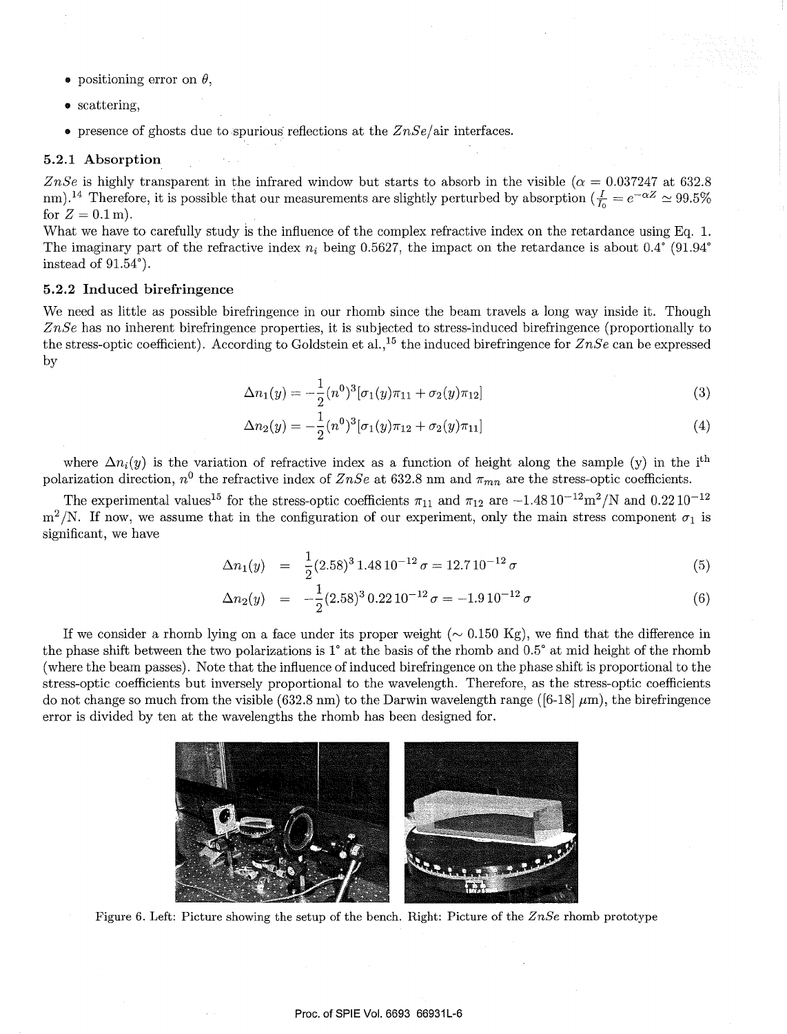- positioning error on $\theta$,
- scattering,
- presence of ghosts due to spurious reflections at the $ZnSe$/air interfaces.

### 5.2.1 Absorption

$ZnSe$ is highly transparent in the infrared window but starts to absorb in the visible ($\alpha = 0.037247$ at 632.8 nm).[14] Therefore, it is possible that our measurements are slightly perturbed by absorption ($\frac{I}{I_0} = e^{-\alpha Z} \simeq 99.5\%$ for $Z = 0.1\,\mathrm{m}$).

What we have to carefully study is the influence of the complex refractive index on the retardance using Eq. 1. The imaginary part of the refractive index $n_i$ being 0.5627, the impact on the retardance is about 0.4° (91.94° instead of 91.54°).

### 5.2.2 Induced birefringence

We need as little as possible birefringence in our rhomb since the beam travels a long way inside it. Though $ZnSe$ has no inherent birefringence properties, it is subjected to stress-induced birefringence (proportionally to the stress-optic coefficient). According to Goldstein et al.,[15] the induced birefringence for $ZnSe$ can be expressed by

$$\Delta n_1(y) = -\frac{1}{2}(n^0)^3[\sigma_1(y)\pi_{11} + \sigma_2(y)\pi_{12}] \tag{3}$$

$$\Delta n_2(y) = -\frac{1}{2}(n^0)^3[\sigma_1(y)\pi_{12} + \sigma_2(y)\pi_{11}] \tag{4}$$

where $\Delta n_i(y)$ is the variation of refractive index as a function of height along the sample (y) in the i$^{\text{th}}$ polarization direction, $n^0$ the refractive index of $ZnSe$ at 632.8 nm and $\pi_{mn}$ are the stress-optic coefficients.

The experimental values[15] for the stress-optic coefficients $\pi_{11}$ and $\pi_{12}$ are $-1.48\,10^{-12}\mathrm{m}^2/\mathrm{N}$ and $0.22\,10^{-12}$ $\mathrm{m}^2/\mathrm{N}$. If now, we assume that in the configuration of our experiment, only the main stress component $\sigma_1$ is significant, we have

$$\Delta n_1(y) = \frac{1}{2}(2.58)^3\,1.48\,10^{-12}\,\sigma = 12.7\,10^{-12}\,\sigma \tag{5}$$

$$\Delta n_2(y) = -\frac{1}{2}(2.58)^3\,0.22\,10^{-12}\,\sigma = -1.9\,10^{-12}\,\sigma \tag{6}$$

If we consider a rhomb lying on a face under its proper weight ($\sim$ 0.150 Kg), we find that the difference in the phase shift between the two polarizations is 1° at the basis of the rhomb and 0.5° at mid height of the rhomb (where the beam passes). Note that the influence of induced birefringence on the phase shift is proportional to the stress-optic coefficients but inversely proportional to the wavelength. Therefore, as the stress-optic coefficients do not change so much from the visible (632.8 nm) to the Darwin wavelength range ([6-18] $\mu$m), the birefringence error is divided by ten at the wavelengths the rhomb has been designed for.

Figure 6. Left: Picture showing the setup of the bench. Right: Picture of the $ZnSe$ rhomb prototype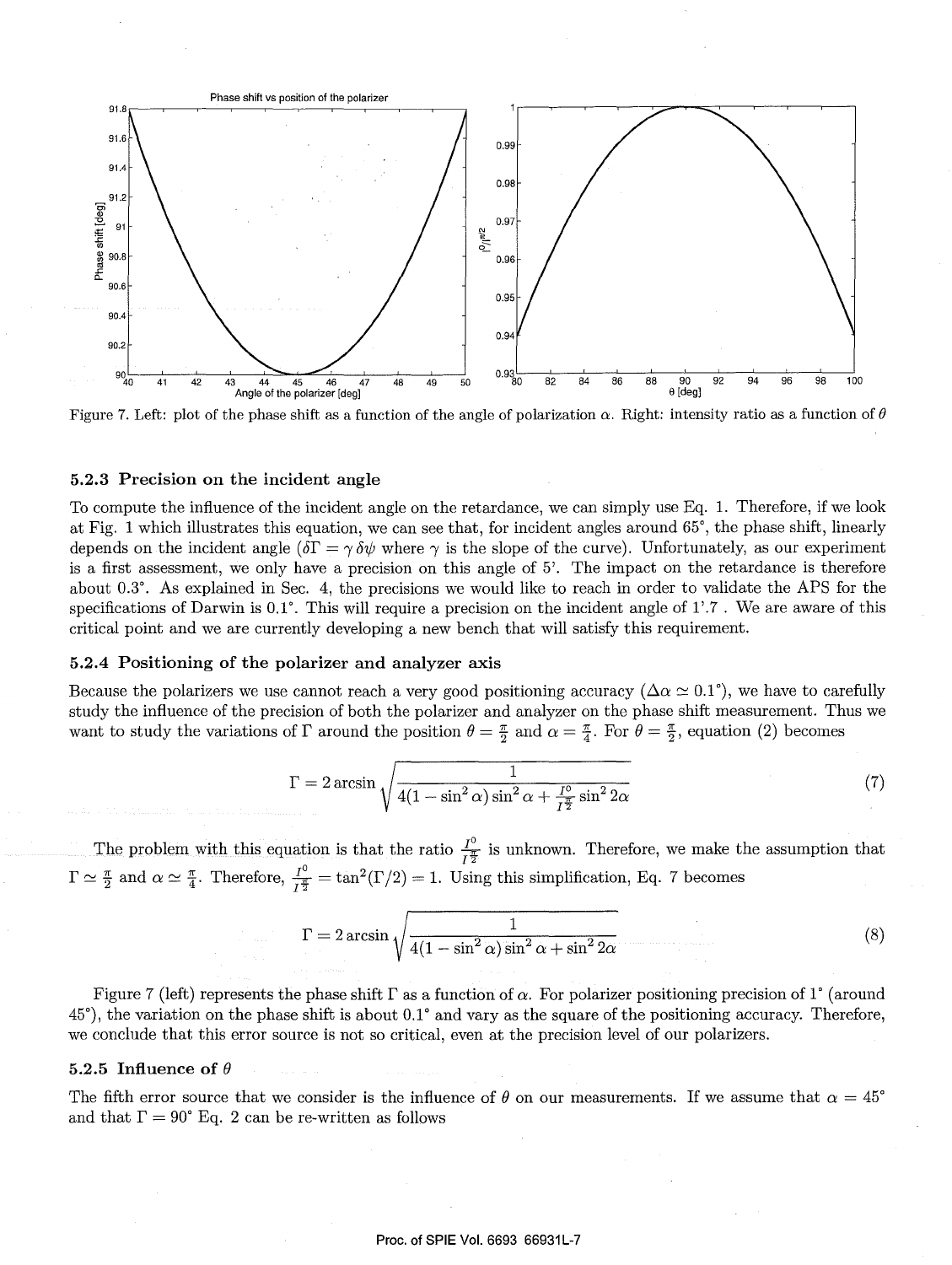Figure 7. Left: plot of the phase shift as a function of the angle of polarization $\alpha$. Right: intensity ratio as a function of $\theta$

### 5.2.3 Precision on the incident angle

To compute the influence of the incident angle on the retardance, we can simply use Eq. 1. Therefore, if we look at Fig. 1 which illustrates this equation, we can see that, for incident angles around 65°, the phase shift, linearly depends on the incident angle ($\delta\Gamma = \gamma\,\delta\psi$ where $\gamma$ is the slope of the curve). Unfortunately, as our experiment is a first assessment, we only have a precision on this angle of 5'. The impact on the retardance is therefore about 0.3°. As explained in Sec. 4, the precisions we would like to reach in order to validate the APS for the specifications of Darwin is 0.1°. This will require a precision on the incident angle of 1'.7 . We are aware of this critical point and we are currently developing a new bench that will satisfy this requirement.

### 5.2.4 Positioning of the polarizer and analyzer axis

Because the polarizers we use cannot reach a very good positioning accuracy ($\Delta\alpha \simeq 0.1°$), we have to carefully study the influence of the precision of both the polarizer and analyzer on the phase shift measurement. Thus we want to study the variations of $\Gamma$ around the position $\theta = \frac{\pi}{2}$ and $\alpha = \frac{\pi}{4}$. For $\theta = \frac{\pi}{2}$, equation (2) becomes

$$\Gamma = 2\arcsin\sqrt{\frac{1}{4(1-\sin^2\alpha)\sin^2\alpha + \frac{I^0}{I^{\frac{\pi}{2}}}\sin^2 2\alpha}} \tag{7}$$

The problem with this equation is that the ratio $\frac{I^0}{I^{\frac{\pi}{2}}}$ is unknown. Therefore, we make the assumption that $\Gamma \simeq \frac{\pi}{2}$ and $\alpha \simeq \frac{\pi}{4}$. Therefore, $\frac{I^0}{I^{\frac{\pi}{2}}} = \tan^2(\Gamma/2) = 1$. Using this simplification, Eq. 7 becomes

$$\Gamma = 2\arcsin\sqrt{\frac{1}{4(1-\sin^2\alpha)\sin^2\alpha + \sin^2 2\alpha}} \tag{8}$$

Figure 7 (left) represents the phase shift $\Gamma$ as a function of $\alpha$. For polarizer positioning precision of 1° (around 45°), the variation on the phase shift is about 0.1° and vary as the square of the positioning accuracy. Therefore, we conclude that this error source is not so critical, even at the precision level of our polarizers.

### 5.2.5 Influence of $\theta$

The fifth error source that we consider is the influence of $\theta$ on our measurements. If we assume that $\alpha = 45°$ and that $\Gamma = 90°$ Eq. 2 can be re-written as follows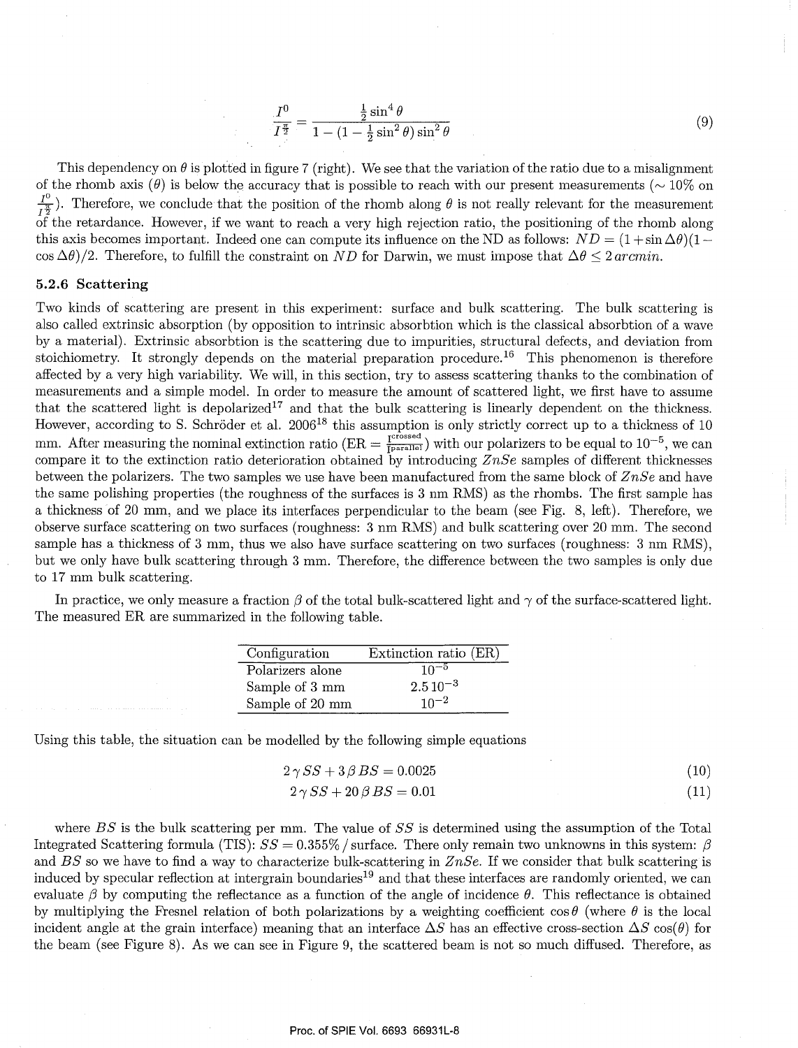$$\frac{I^0}{I^{\frac{\pi}{2}}} = \frac{\frac{1}{2}\sin^4\theta}{1-(1-\frac{1}{2}\sin^2\theta)\sin^2\theta} \tag{9}$$

This dependency on $\theta$ is plotted in figure 7 (right). We see that the variation of the ratio due to a misalignment of the rhomb axis ($\theta$) is below the accuracy that is possible to reach with our present measurements ($\sim 10\%$ on $\frac{I^0}{I^{\frac{\pi}{2}}}$). Therefore, we conclude that the position of the rhomb along $\theta$ is not really relevant for the measurement of the retardance. However, if we want to reach a very high rejection ratio, the positioning of the rhomb along this axis becomes important. Indeed one can compute its influence on the ND as follows: $ND = (1+\sin\Delta\theta)(1-\cos\Delta\theta)/2$. Therefore, to fulfill the constraint on $ND$ for Darwin, we must impose that $\Delta\theta \leq 2\,arcmin$.

### 5.2.6 Scattering

Two kinds of scattering are present in this experiment: surface and bulk scattering. The bulk scattering is also called extrinsic absorption (by opposition to intrinsic absorbtion which is the classical absorbtion of a wave by a material). Extrinsic absorbtion is the scattering due to impurities, structural defects, and deviation from stoichiometry. It strongly depends on the material preparation procedure.[16] This phenomenon is therefore affected by a very high variability. We will, in this section, try to assess scattering thanks to the combination of measurements and a simple model. In order to measure the amount of scattered light, we first have to assume that the scattered light is depolarized[17] and that the bulk scattering is linearly dependent on the thickness. However, according to S. Schröder et al. 2006[18] this assumption is only strictly correct up to a thickness of 10 mm. After measuring the nominal extinction ratio (ER $= \frac{I^{crossed}}{I^{parallel}}$) with our polarizers to be equal to $10^{-5}$, we can compare it to the extinction ratio deterioration obtained by introducing $ZnSe$ samples of different thicknesses between the polarizers. The two samples we use have been manufactured from the same block of $ZnSe$ and have the same polishing properties (the roughness of the surfaces is 3 nm RMS) as the rhombs. The first sample has a thickness of 20 mm, and we place its interfaces perpendicular to the beam (see Fig. 8, left). Therefore, we observe surface scattering on two surfaces (roughness: 3 nm RMS) and bulk scattering over 20 mm. The second sample has a thickness of 3 mm, thus we also have surface scattering on two surfaces (roughness: 3 nm RMS), but we only have bulk scattering through 3 mm. Therefore, the difference between the two samples is only due to 17 mm bulk scattering.

In practice, we only measure a fraction $\beta$ of the total bulk-scattered light and $\gamma$ of the surface-scattered light. The measured ER are summarized in the following table.

| Configuration | Extinction ratio (ER) |
|---|---|
| Polarizers alone | $10^{-5}$ |
| Sample of 3 mm | $2.5\,10^{-3}$ |
| Sample of 20 mm | $10^{-2}$ |

Using this table, the situation can be modelled by the following simple equations

$$2\gamma\,SS + 3\,\beta\,BS = 0.0025 \tag{10}$$

$$2\gamma\,SS + 20\,\beta\,BS = 0.01 \tag{11}$$

where $BS$ is the bulk scattering per mm. The value of $SS$ is determined using the assumption of the Total Integrated Scattering formula (TIS): $SS = 0.355\%$ / surface. There only remain two unknowns in this system: $\beta$ and $BS$ so we have to find a way to characterize bulk-scattering in $ZnSe$. If we consider that bulk scattering is induced by specular reflection at intergrain boundaries[19] and that these interfaces are randomly oriented, we can evaluate $\beta$ by computing the reflectance as a function of the angle of incidence $\theta$. This reflectance is obtained by multiplying the Fresnel relation of both polarizations by a weighting coefficient $\cos\theta$ (where $\theta$ is the local incident angle at the grain interface) meaning that an interface $\Delta S$ has an effective cross-section $\Delta S$ cos($\theta$) for the beam (see Figure 8). As we can see in Figure 9, the scattered beam is not so much diffused. Therefore, as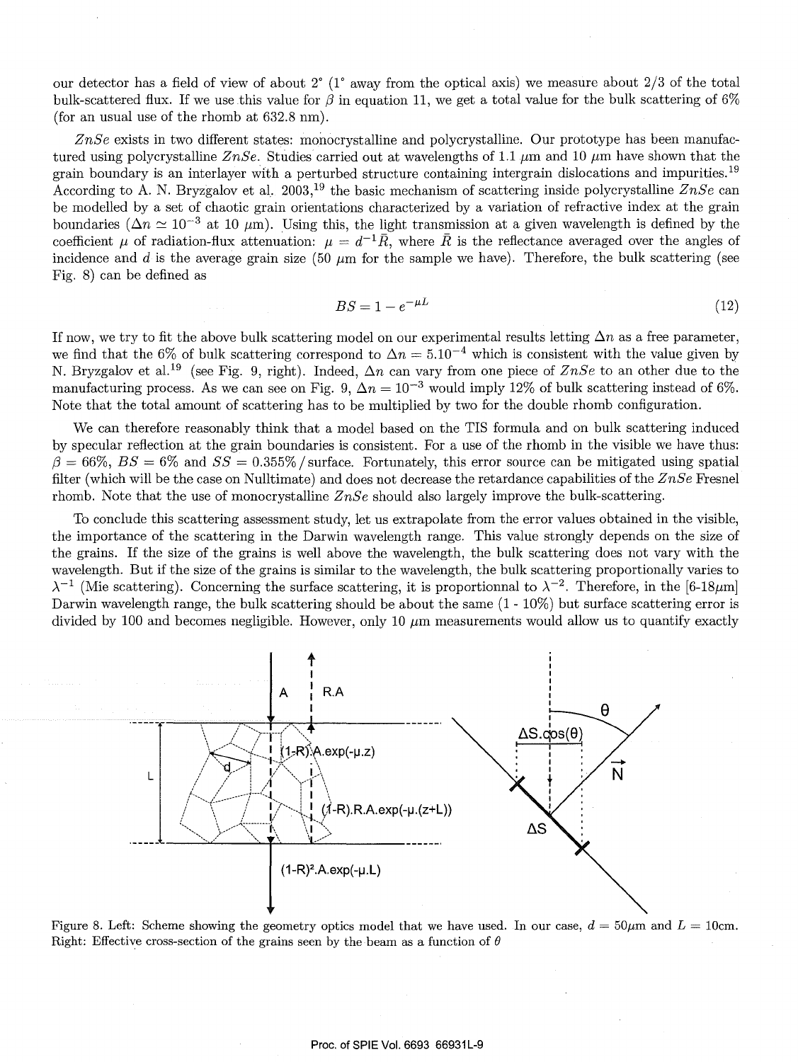our detector has a field of view of about 2° (1° away from the optical axis) we measure about 2/3 of the total bulk-scattered flux. If we use this value for $\beta$ in equation 11, we get a total value for the bulk scattering of 6% (for an usual use of the rhomb at 632.8 nm).

$ZnSe$ exists in two different states: monocrystalline and polycrystalline. Our prototype has been manufactured using polycrystalline $ZnSe$. Studies carried out at wavelengths of 1.1 $\mu$m and 10 $\mu$m have shown that the grain boundary is an interlayer with a perturbed structure containing intergrain dislocations and impurities.[19] According to A. N. Bryzgalov et al. 2003,[19] the basic mechanism of scattering inside polycrystalline $ZnSe$ can be modelled by a set of chaotic grain orientations characterized by a variation of refractive index at the grain boundaries ($\Delta n \simeq 10^{-3}$ at 10 $\mu$m). Using this, the light transmission at a given wavelength is defined by the coefficient $\mu$ of radiation-flux attenuation: $\mu = d^{-1}\bar{R}$, where $\bar{R}$ is the reflectance averaged over the angles of incidence and $d$ is the average grain size (50 $\mu$m for the sample we have). Therefore, the bulk scattering (see Fig. 8) can be defined as

$$BS = 1 - e^{-\mu L} \tag{12}$$

If now, we try to fit the above bulk scattering model on our experimental results letting $\Delta n$ as a free parameter, we find that the 6% of bulk scattering correspond to $\Delta n = 5.10^{-4}$ which is consistent with the value given by N. Bryzgalov et al.[19] (see Fig. 9, right). Indeed, $\Delta n$ can vary from one piece of $ZnSe$ to an other due to the manufacturing process. As we can see on Fig. 9, $\Delta n = 10^{-3}$ would imply 12% of bulk scattering instead of 6%. Note that the total amount of scattering has to be multiplied by two for the double rhomb configuration.

We can therefore reasonably think that a model based on the TIS formula and on bulk scattering induced by specular reflection at the grain boundaries is consistent. For a use of the rhomb in the visible we have thus: $\beta$ = 66%, $BS$ = 6% and $SS$ = 0.355% / surface. Fortunately, this error source can be mitigated using spatial filter (which will be the case on Nulltimate) and does not decrease the retardance capabilities of the $ZnSe$ Fresnel rhomb. Note that the use of monocrystalline $ZnSe$ should also largely improve the bulk-scattering.

To conclude this scattering assessment study, let us extrapolate from the error values obtained in the visible, the importance of the scattering in the Darwin wavelength range. This value strongly depends on the size of the grains. If the size of the grains is well above the wavelength, the bulk scattering does not vary with the wavelength. But if the size of the grains is similar to the wavelength, the bulk scattering proportionally varies to $\lambda^{-1}$ (Mie scattering). Concerning the surface scattering, it is proportionnal to $\lambda^{-2}$. Therefore, in the [6-18$\mu$m] Darwin wavelength range, the bulk scattering should be about the same (1 - 10%) but surface scattering error is divided by 100 and becomes negligible. However, only 10 $\mu$m measurements would allow us to quantify exactly

Figure 8. Left: Scheme showing the geometry optics model that we have used. In our case, $d = 50\mu$m and $L = 10$cm. Right: Effective cross-section of the grains seen by the beam as a function of $\theta$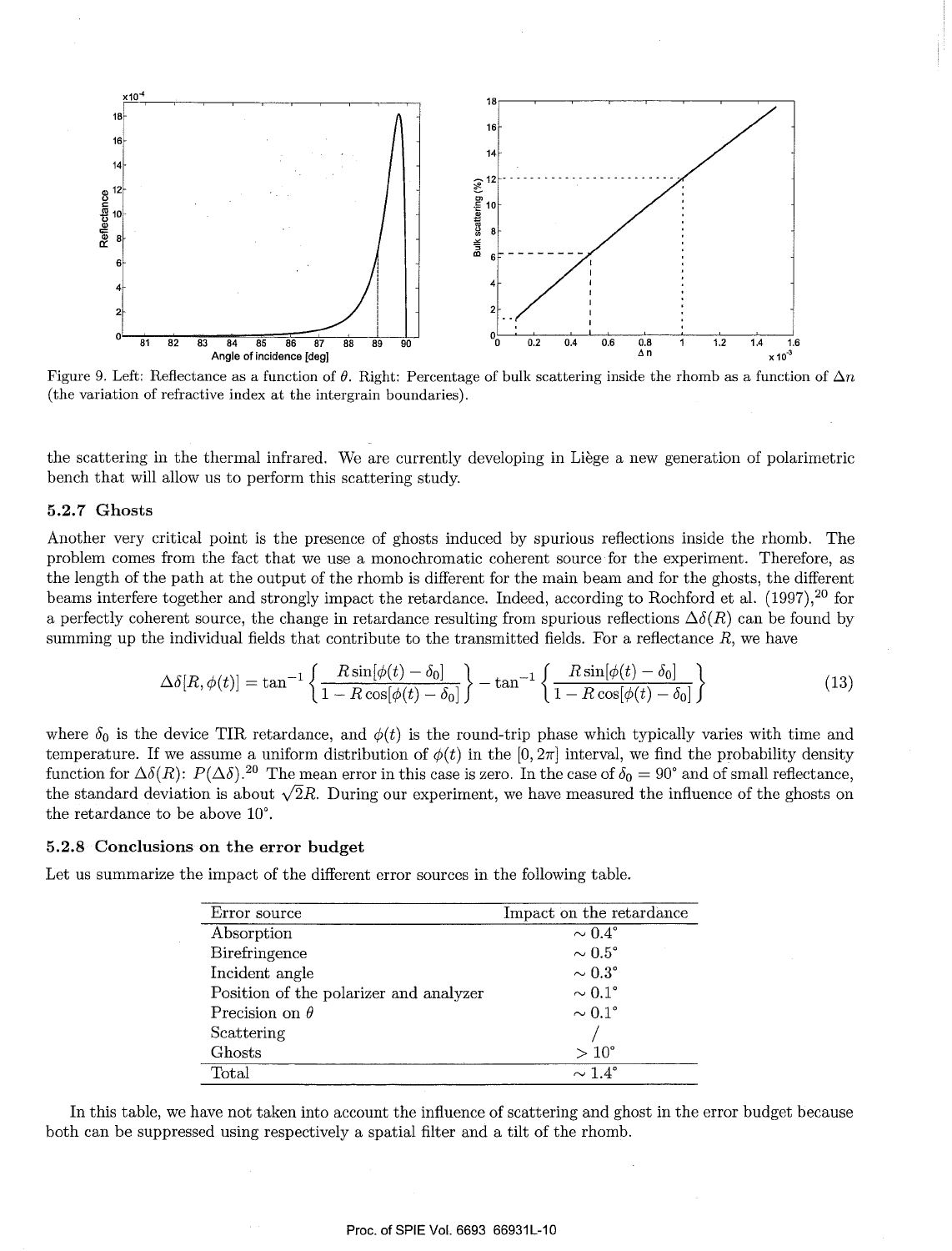Figure 9. Left: Reflectance as a function of $\theta$. Right: Percentage of bulk scattering inside the rhomb as a function of $\Delta n$ (the variation of refractive index at the intergrain boundaries).

the scattering in the thermal infrared. We are currently developing in Liège a new generation of polarimetric bench that will allow us to perform this scattering study.

### 5.2.7 Ghosts

Another very critical point is the presence of ghosts induced by spurious reflections inside the rhomb. The problem comes from the fact that we use a monochromatic coherent source for the experiment. Therefore, as the length of the path at the output of the rhomb is different for the main beam and for the ghosts, the different beams interfere together and strongly impact the retardance. Indeed, according to Rochford et al. (1997),[20] for a perfectly coherent source, the change in retardance resulting from spurious reflections $\Delta\delta(R)$ can be found by summing up the individual fields that contribute to the transmitted fields. For a reflectance $R$, we have

$$\Delta\delta[R,\phi(t)] = \tan^{-1}\left\{\frac{R\sin[\phi(t)-\delta_0]}{1-R\cos[\phi(t)-\delta_0]}\right\} - \tan^{-1}\left\{\frac{R\sin[\phi(t)-\delta_0]}{1-R\cos[\phi(t)-\delta_0]}\right\} \tag{13}$$

where $\delta_0$ is the device TIR retardance, and $\phi(t)$ is the round-trip phase which typically varies with time and temperature. If we assume a uniform distribution of $\phi(t)$ in the $[0, 2\pi]$ interval, we find the probability density function for $\Delta\delta(R)$: $P(\Delta\delta)$.[20] The mean error in this case is zero. In the case of $\delta_0 = 90°$ and of small reflectance, the standard deviation is about $\sqrt{2}R$. During our experiment, we have measured the influence of the ghosts on the retardance to be above 10°.

### 5.2.8 Conclusions on the error budget

Let us summarize the impact of the different error sources in the following table.

| Error source | Impact on the retardance |
|---|---|
| Absorption | $\sim 0.4°$ |
| Birefringence | $\sim 0.5°$ |
| Incident angle | $\sim 0.3°$ |
| Position of the polarizer and analyzer | $\sim 0.1°$ |
| Precision on $\theta$ | $\sim 0.1°$ |
| Scattering | / |
| Ghosts | $> 10°$ |
| Total | $\sim 1.4°$ |

In this table, we have not taken into account the influence of scattering and ghost in the error budget because both can be suppressed using respectively a spatial filter and a tilt of the rhomb.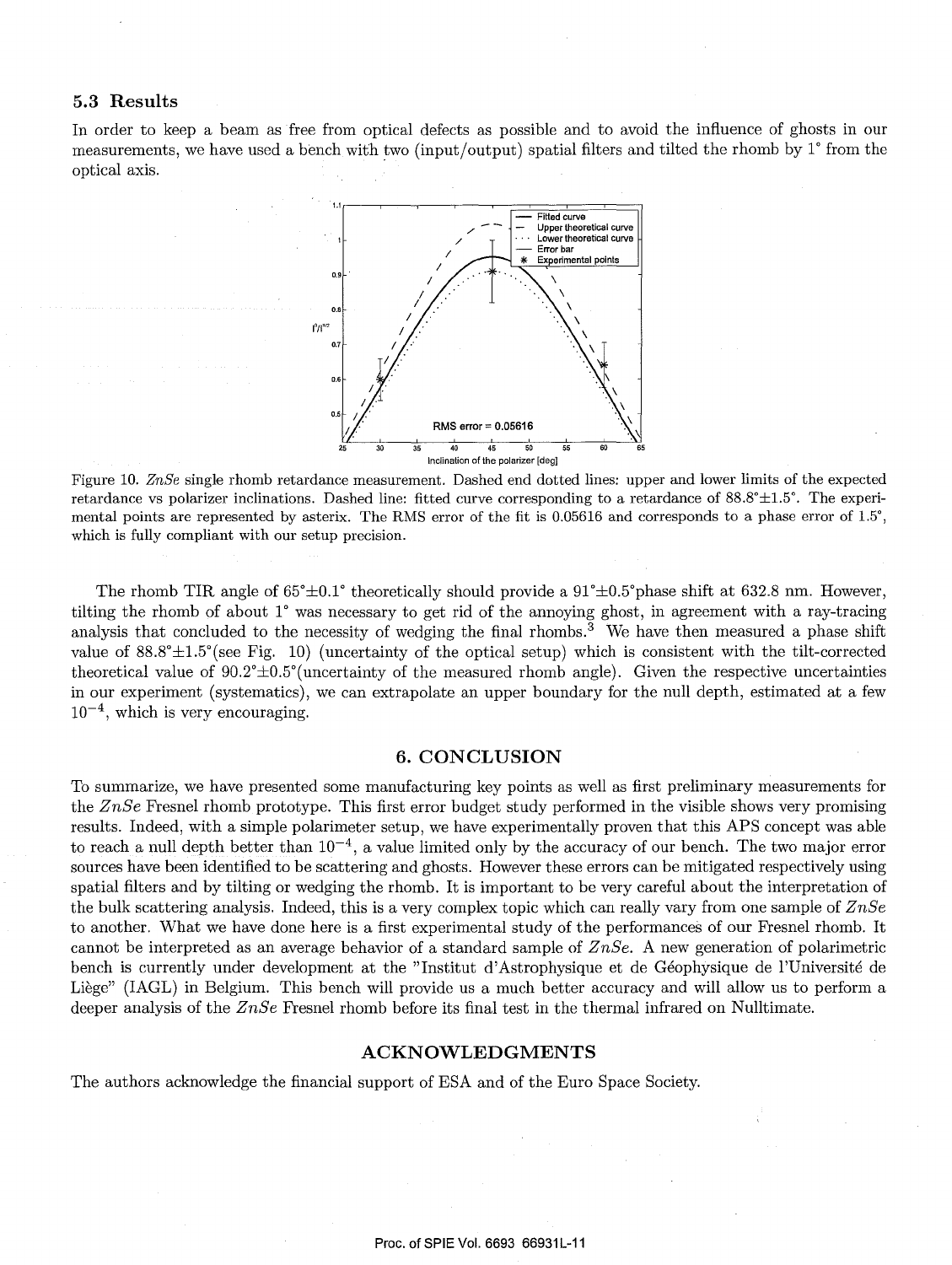### 5.3 Results

In order to keep a beam as free from optical defects as possible and to avoid the influence of ghosts in our measurements, we have used a bench with two (input/output) spatial filters and tilted the rhomb by 1° from the optical axis.

Figure 10. *ZnSe* single rhomb retardance measurement. Dashed end dotted lines: upper and lower limits of the expected retardance vs polarizer inclinations. Dashed line: fitted curve corresponding to a retardance of 88.8°±1.5°. The experimental points are represented by asterix. The RMS error of the fit is 0.05616 and corresponds to a phase error of 1.5°, which is fully compliant with our setup precision.

The rhomb TIR angle of 65°±0.1° theoretically should provide a 91°±0.5°phase shift at 632.8 nm. However, tilting the rhomb of about 1° was necessary to get rid of the annoying ghost, in agreement with a ray-tracing analysis that concluded to the necessity of wedging the final rhombs.[3] We have then measured a phase shift value of 88.8°±1.5°(see Fig. 10) (uncertainty of the optical setup) which is consistent with the tilt-corrected theoretical value of 90.2°±0.5°(uncertainty of the measured rhomb angle). Given the respective uncertainties in our experiment (systematics), we can extrapolate an upper boundary for the null depth, estimated at a few $10^{-4}$, which is very encouraging.

## 6. CONCLUSION

To summarize, we have presented some manufacturing key points as well as first preliminary measurements for the *ZnSe* Fresnel rhomb prototype. This first error budget study performed in the visible shows very promising results. Indeed, with a simple polarimeter setup, we have experimentally proven that this APS concept was able to reach a null depth better than $10^{-4}$, a value limited only by the accuracy of our bench. The two major error sources have been identified to be scattering and ghosts. However these errors can be mitigated respectively using spatial filters and by tilting or wedging the rhomb. It is important to be very careful about the interpretation of the bulk scattering analysis. Indeed, this is a very complex topic which can really vary from one sample of *ZnSe* to another. What we have done here is a first experimental study of the performances of our Fresnel rhomb. It cannot be interpreted as an average behavior of a standard sample of *ZnSe*. A new generation of polarimetric bench is currently under development at the "Institut d'Astrophysique et de Géophysique de l'Université de Liège" (IAGL) in Belgium. This bench will provide us a much better accuracy and will allow us to perform a deeper analysis of the *ZnSe* Fresnel rhomb before its final test in the thermal infrared on Nulltimate.

## ACKNOWLEDGMENTS

The authors acknowledge the financial support of ESA and of the Euro Space Society.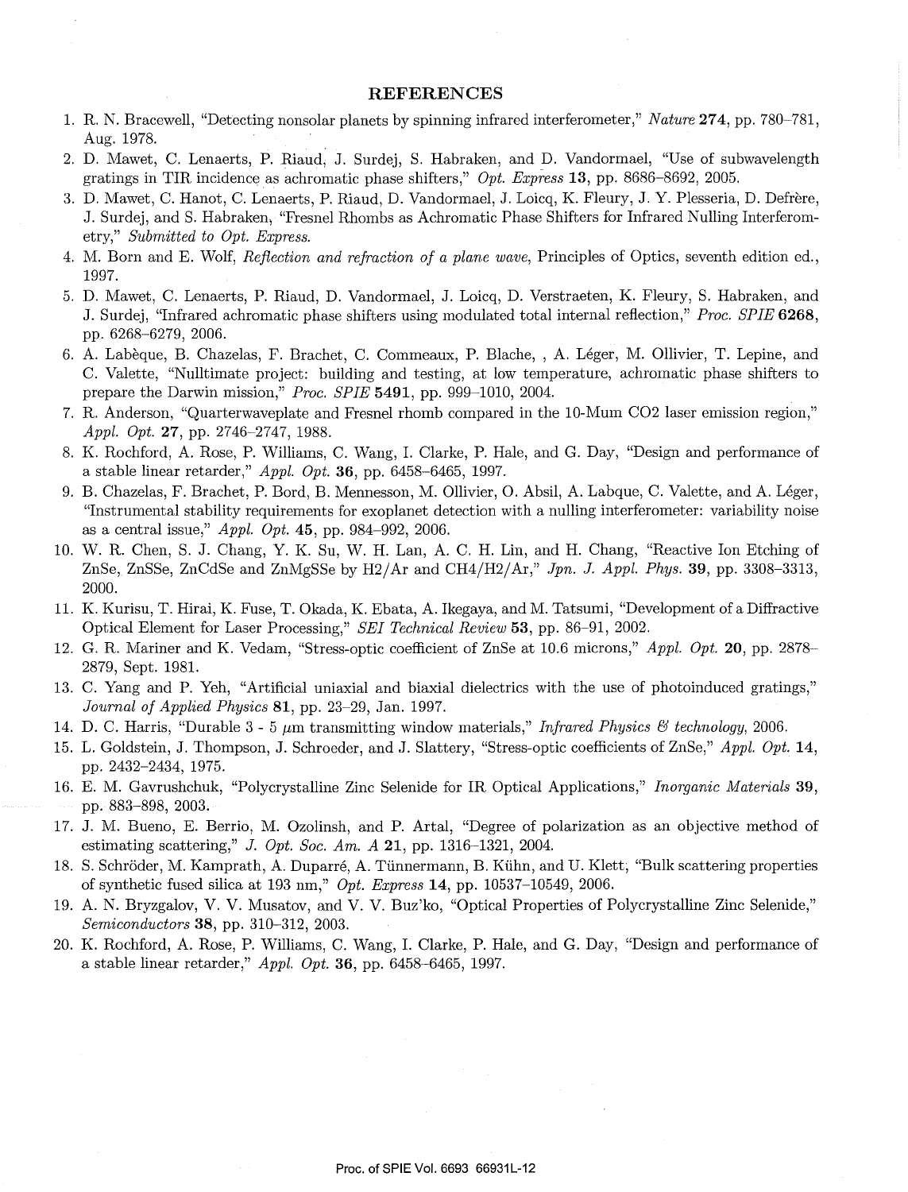## REFERENCES

1. R. N. Bracewell, "Detecting nonsolar planets by spinning infrared interferometer," *Nature* **274**, pp. 780–781, Aug. 1978.
2. D. Mawet, C. Lenaerts, P. Riaud, J. Surdej, S. Habraken, and D. Vandormael, "Use of subwavelength gratings in TIR incidence as achromatic phase shifters," *Opt. Express* **13**, pp. 8686–8692, 2005.
3. D. Mawet, C. Hanot, C. Lenaerts, P. Riaud, D. Vandormael, J. Loicq, K. Fleury, J. Y. Plesseria, D. Defrère, J. Surdej, and S. Habraken, "Fresnel Rhombs as Achromatic Phase Shifters for Infrared Nulling Interferometry," *Submitted to Opt. Express.*
4. M. Born and E. Wolf, *Reflection and refraction of a plane wave*, Principles of Optics, seventh edition ed., 1997.
5. D. Mawet, C. Lenaerts, P. Riaud, D. Vandormael, J. Loicq, D. Verstraeten, K. Fleury, S. Habraken, and J. Surdej, "Infrared achromatic phase shifters using modulated total internal reflection," *Proc. SPIE* **6268**, pp. 6268–6279, 2006.
6. A. Labèque, B. Chazelas, F. Brachet, C. Commeaux, P. Blache, , A. Léger, M. Ollivier, T. Lepine, and C. Valette, "Nulltimate project: building and testing, at low temperature, achromatic phase shifters to prepare the Darwin mission," *Proc. SPIE* **5491**, pp. 999–1010, 2004.
7. R. Anderson, "Quarterwaveplate and Fresnel rhomb compared in the 10-Mum CO2 laser emission region," *Appl. Opt.* **27**, pp. 2746–2747, 1988.
8. K. Rochford, A. Rose, P. Williams, C. Wang, I. Clarke, P. Hale, and G. Day, "Design and performance of a stable linear retarder," *Appl. Opt.* **36**, pp. 6458–6465, 1997.
9. B. Chazelas, F. Brachet, P. Bord, B. Mennesson, M. Ollivier, O. Absil, A. Labque, C. Valette, and A. Léger, "Instrumental stability requirements for exoplanet detection with a nulling interferometer: variability noise as a central issue," *Appl. Opt.* **45**, pp. 984–992, 2006.
10. W. R. Chen, S. J. Chang, Y. K. Su, W. H. Lan, A. C. H. Lin, and H. Chang, "Reactive Ion Etching of ZnSe, ZnSSe, ZnCdSe and ZnMgSSe by H2/Ar and CH4/H2/Ar," *Jpn. J. Appl. Phys.* **39**, pp. 3308–3313, 2000.
11. K. Kurisu, T. Hirai, K. Fuse, T. Okada, K. Ebata, A. Ikegaya, and M. Tatsumi, "Development of a Diffractive Optical Element for Laser Processing," *SEI Technical Review* **53**, pp. 86–91, 2002.
12. G. R. Mariner and K. Vedam, "Stress-optic coefficient of ZnSe at 10.6 microns," *Appl. Opt.* **20**, pp. 2878–2879, Sept. 1981.
13. C. Yang and P. Yeh, "Artificial uniaxial and biaxial dielectrics with the use of photoinduced gratings," *Journal of Applied Physics* **81**, pp. 23–29, Jan. 1997.
14. D. C. Harris, "Durable 3 - 5 $\mu$m transmitting window materials," *Infrared Physics & technology*, 2006.
15. L. Goldstein, J. Thompson, J. Schroeder, and J. Slattery, "Stress-optic coefficients of ZnSe," *Appl. Opt.* **14**, pp. 2432–2434, 1975.
16. E. M. Gavrushchuk, "Polycrystalline Zinc Selenide for IR Optical Applications," *Inorganic Materials* **39**, pp. 883–898, 2003.
17. J. M. Bueno, E. Berrio, M. Ozolinsh, and P. Artal, "Degree of polarization as an objective method of estimating scattering," *J. Opt. Soc. Am. A* **21**, pp. 1316–1321, 2004.
18. S. Schröder, M. Kamprath, A. Duparré, A. Tünnermann, B. Kühn, and U. Klett, "Bulk scattering properties of synthetic fused silica at 193 nm," *Opt. Express* **14**, pp. 10537–10549, 2006.
19. A. N. Bryzgalov, V. V. Musatov, and V. V. Buz'ko, "Optical Properties of Polycrystalline Zinc Selenide," *Semiconductors* **38**, pp. 310–312, 2003.
20. K. Rochford, A. Rose, P. Williams, C. Wang, I. Clarke, P. Hale, and G. Day, "Design and performance of a stable linear retarder," *Appl. Opt.* **36**, pp. 6458–6465, 1997.